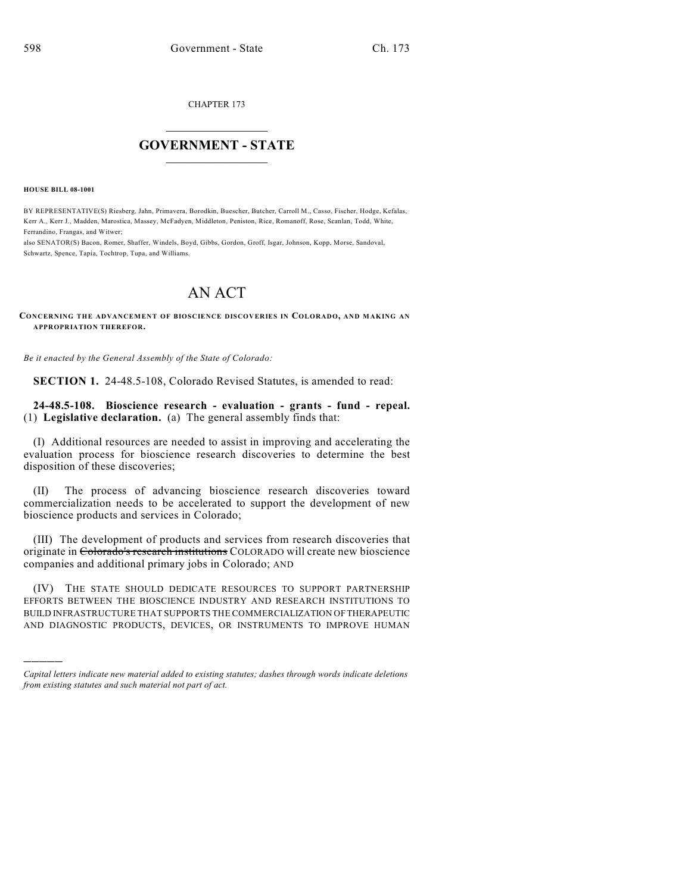CHAPTER 173

# GOVERNMENT - STATE

**HOUSE BILL 08-1001**

BY REPRESENTATIVE(S) Riesberg, Jahn, Primavera, Borodkin, Buescher, Butcher, Carroll M., Casso, Fischer, Hodge, Kefalas, Kerr A., Kerr J., Madden, Marostica, Massey, McFadyen, Middleton, Peniston, Rice, Romanoff, Rose, Scanlan, Todd, White, Ferrandino, Frangas, and Witwer;
also SENATOR(S) Bacon, Romer, Shaffer, Windels, Boyd, Gibbs, Gordon, Groff, Isgar, Johnson, Kopp, Morse, Sandoval, Schwartz, Spence, Tapia, Tochtrop, Tupa, and Williams.

# AN ACT

**CONCERNING THE ADVANCEMENT OF BIOSCIENCE DISCOVERIES IN COLORADO, AND MAKING AN APPROPRIATION THEREFOR.**

*Be it enacted by the General Assembly of the State of Colorado:*

**SECTION 1.** 24-48.5-108, Colorado Revised Statutes, is amended to read:

**24-48.5-108. Bioscience research - evaluation - grants - fund - repeal.** (1) **Legislative declaration.** (a) The general assembly finds that:

(I) Additional resources are needed to assist in improving and accelerating the evaluation process for bioscience research discoveries to determine the best disposition of these discoveries;

(II) The process of advancing bioscience research discoveries toward commercialization needs to be accelerated to support the development of new bioscience products and services in Colorado;

(III) The development of products and services from research discoveries that originate in ~~Colorado's research institutions~~ COLORADO will create new bioscience companies and additional primary jobs in Colorado; AND

(IV) THE STATE SHOULD DEDICATE RESOURCES TO SUPPORT PARTNERSHIP EFFORTS BETWEEN THE BIOSCIENCE INDUSTRY AND RESEARCH INSTITUTIONS TO BUILD INFRASTRUCTURE THAT SUPPORTS THE COMMERCIALIZATION OF THERAPEUTIC AND DIAGNOSTIC PRODUCTS, DEVICES, OR INSTRUMENTS TO IMPROVE HUMAN

*Capital letters indicate new material added to existing statutes; dashes through words indicate deletions from existing statutes and such material not part of act.*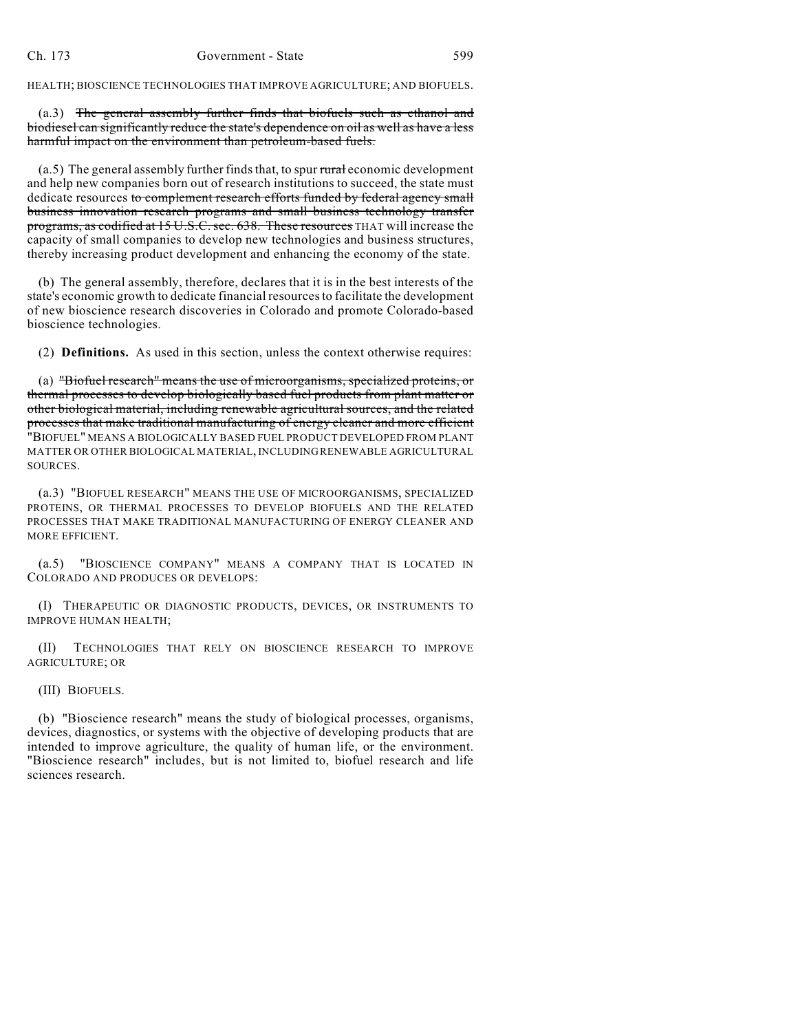HEALTH; BIOSCIENCE TECHNOLOGIES THAT IMPROVE AGRICULTURE; AND BIOFUELS.

(a.3) ~~The general assembly further finds that biofuels such as ethanol and biodiesel can significantly reduce the state's dependence on oil as well as have a less harmful impact on the environment than petroleum-based fuels.~~

(a.5) The general assembly further finds that, to spur ~~rural~~ economic development and help new companies born out of research institutions to succeed, the state must dedicate resources ~~to complement research efforts funded by federal agency small business innovation research programs and small business technology transfer programs, as codified at 15 U.S.C. sec. 638. These resources~~ THAT will increase the capacity of small companies to develop new technologies and business structures, thereby increasing product development and enhancing the economy of the state.

(b) The general assembly, therefore, declares that it is in the best interests of the state's economic growth to dedicate financial resources to facilitate the development of new bioscience research discoveries in Colorado and promote Colorado-based bioscience technologies.

(2) **Definitions.** As used in this section, unless the context otherwise requires:

(a) ~~"Biofuel research" means the use of microorganisms, specialized proteins, or thermal processes to develop biologically based fuel products from plant matter or other biological material, including renewable agricultural sources, and the related processes that make traditional manufacturing of energy cleaner and more efficient~~ "BIOFUEL" MEANS A BIOLOGICALLY BASED FUEL PRODUCT DEVELOPED FROM PLANT MATTER OR OTHER BIOLOGICAL MATERIAL, INCLUDING RENEWABLE AGRICULTURAL SOURCES.

(a.3) "BIOFUEL RESEARCH" MEANS THE USE OF MICROORGANISMS, SPECIALIZED PROTEINS, OR THERMAL PROCESSES TO DEVELOP BIOFUELS AND THE RELATED PROCESSES THAT MAKE TRADITIONAL MANUFACTURING OF ENERGY CLEANER AND MORE EFFICIENT.

(a.5) "BIOSCIENCE COMPANY" MEANS A COMPANY THAT IS LOCATED IN COLORADO AND PRODUCES OR DEVELOPS:

(I) THERAPEUTIC OR DIAGNOSTIC PRODUCTS, DEVICES, OR INSTRUMENTS TO IMPROVE HUMAN HEALTH;

(II) TECHNOLOGIES THAT RELY ON BIOSCIENCE RESEARCH TO IMPROVE AGRICULTURE; OR

(III) BIOFUELS.

(b) "Bioscience research" means the study of biological processes, organisms, devices, diagnostics, or systems with the objective of developing products that are intended to improve agriculture, the quality of human life, or the environment. "Bioscience research" includes, but is not limited to, biofuel research and life sciences research.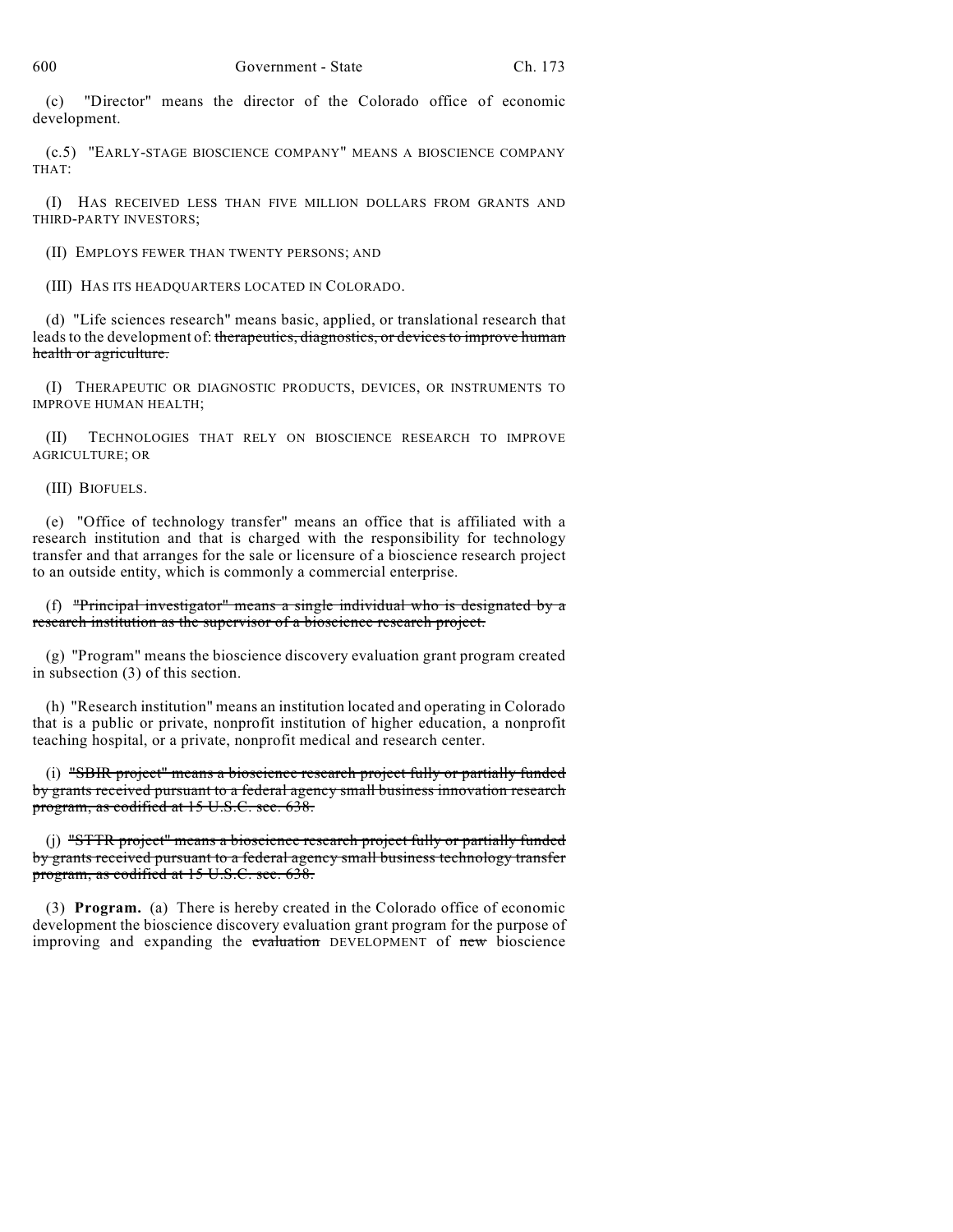(c) "Director" means the director of the Colorado office of economic development.

(c.5) "EARLY-STAGE BIOSCIENCE COMPANY" MEANS A BIOSCIENCE COMPANY THAT:

(I) HAS RECEIVED LESS THAN FIVE MILLION DOLLARS FROM GRANTS AND THIRD-PARTY INVESTORS;

(II) EMPLOYS FEWER THAN TWENTY PERSONS; AND

(III) HAS ITS HEADQUARTERS LOCATED IN COLORADO.

(d) "Life sciences research" means basic, applied, or translational research that leads to the development of: ~~therapeutics, diagnostics, or devices to improve human health or agriculture.~~

(I) THERAPEUTIC OR DIAGNOSTIC PRODUCTS, DEVICES, OR INSTRUMENTS TO IMPROVE HUMAN HEALTH;

(II) TECHNOLOGIES THAT RELY ON BIOSCIENCE RESEARCH TO IMPROVE AGRICULTURE; OR

(III) BIOFUELS.

(e) "Office of technology transfer" means an office that is affiliated with a research institution and that is charged with the responsibility for technology transfer and that arranges for the sale or licensure of a bioscience research project to an outside entity, which is commonly a commercial enterprise.

(f) ~~"Principal investigator" means a single individual who is designated by a research institution as the supervisor of a bioscience research project.~~

(g) "Program" means the bioscience discovery evaluation grant program created in subsection (3) of this section.

(h) "Research institution" means an institution located and operating in Colorado that is a public or private, nonprofit institution of higher education, a nonprofit teaching hospital, or a private, nonprofit medical and research center.

(i) ~~"SBIR project" means a bioscience research project fully or partially funded by grants received pursuant to a federal agency small business innovation research program, as codified at 15 U.S.C. sec. 638.~~

(j) ~~"STTR project" means a bioscience research project fully or partially funded by grants received pursuant to a federal agency small business technology transfer program, as codified at 15 U.S.C. sec. 638.~~

(3) **Program.** (a) There is hereby created in the Colorado office of economic development the bioscience discovery evaluation grant program for the purpose of improving and expanding the ~~evaluation~~ DEVELOPMENT of ~~new~~ bioscience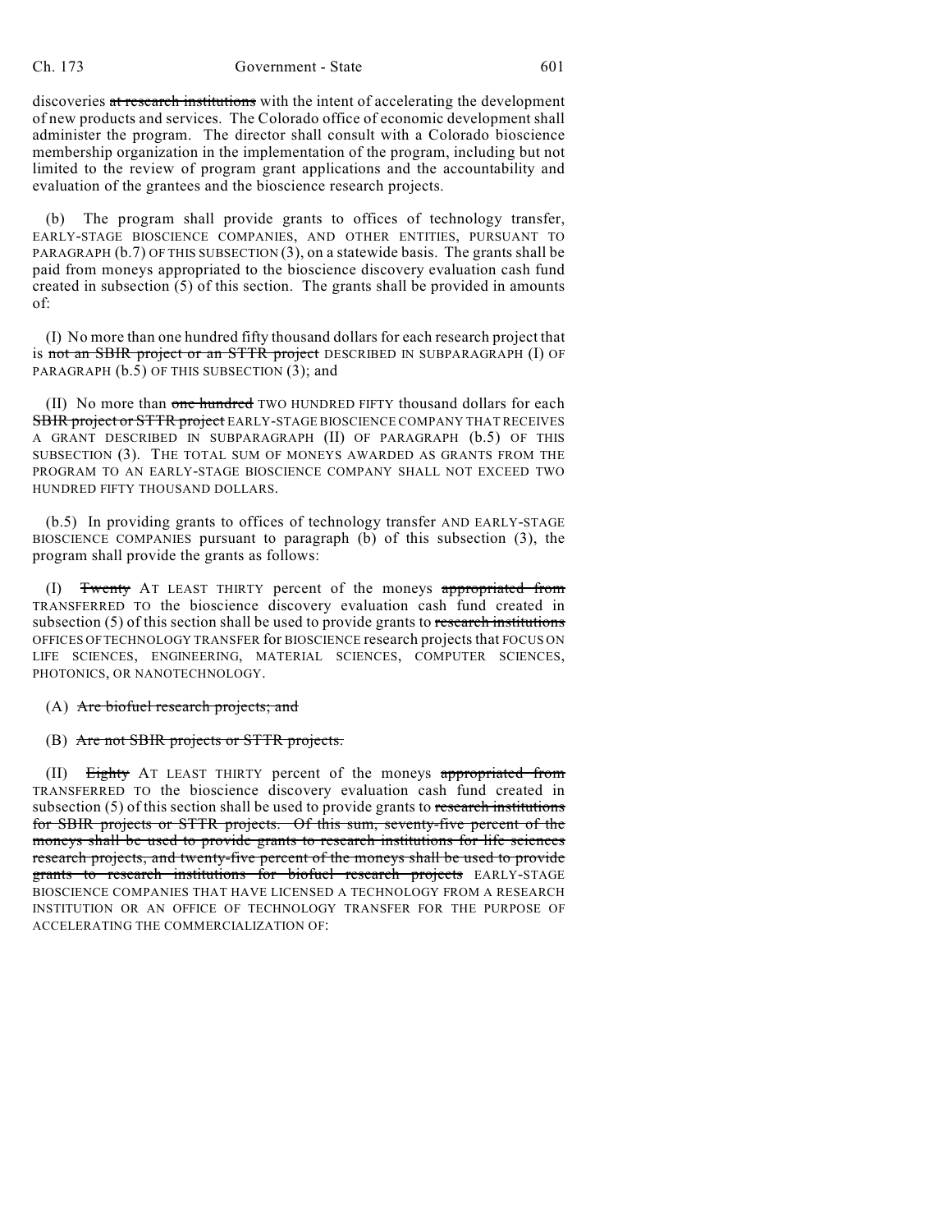discoveries ~~at research institutions~~ with the intent of accelerating the development of new products and services. The Colorado office of economic development shall administer the program. The director shall consult with a Colorado bioscience membership organization in the implementation of the program, including but not limited to the review of program grant applications and the accountability and evaluation of the grantees and the bioscience research projects.

(b) The program shall provide grants to offices of technology transfer, EARLY-STAGE BIOSCIENCE COMPANIES, AND OTHER ENTITIES, PURSUANT TO PARAGRAPH (b.7) OF THIS SUBSECTION (3), on a statewide basis. The grants shall be paid from moneys appropriated to the bioscience discovery evaluation cash fund created in subsection (5) of this section. The grants shall be provided in amounts of:

(I) No more than one hundred fifty thousand dollars for each research project that is ~~not an SBIR project or an STTR project~~ DESCRIBED IN SUBPARAGRAPH (I) OF PARAGRAPH (b.5) OF THIS SUBSECTION (3); and

(II) No more than ~~one hundred~~ TWO HUNDRED FIFTY thousand dollars for each ~~SBIR project or STTR project~~ EARLY-STAGE BIOSCIENCE COMPANY THAT RECEIVES A GRANT DESCRIBED IN SUBPARAGRAPH (II) OF PARAGRAPH (b.5) OF THIS SUBSECTION (3). THE TOTAL SUM OF MONEYS AWARDED AS GRANTS FROM THE PROGRAM TO AN EARLY-STAGE BIOSCIENCE COMPANY SHALL NOT EXCEED TWO HUNDRED FIFTY THOUSAND DOLLARS.

(b.5) In providing grants to offices of technology transfer AND EARLY-STAGE BIOSCIENCE COMPANIES pursuant to paragraph (b) of this subsection (3), the program shall provide the grants as follows:

(I) ~~Twenty~~ AT LEAST THIRTY percent of the moneys ~~appropriated from~~ TRANSFERRED TO the bioscience discovery evaluation cash fund created in subsection (5) of this section shall be used to provide grants to ~~research institutions~~ OFFICES OF TECHNOLOGY TRANSFER for BIOSCIENCE research projects that FOCUS ON LIFE SCIENCES, ENGINEERING, MATERIAL SCIENCES, COMPUTER SCIENCES, PHOTONICS, OR NANOTECHNOLOGY.

(A) ~~Are biofuel research projects; and~~

(B) ~~Are not SBIR projects or STTR projects.~~

(II) ~~Eighty~~ AT LEAST THIRTY percent of the moneys ~~appropriated from~~ TRANSFERRED TO the bioscience discovery evaluation cash fund created in subsection (5) of this section shall be used to provide grants to ~~research institutions for SBIR projects or STTR projects. Of this sum, seventy-five percent of the moneys shall be used to provide grants to research institutions for life sciences research projects, and twenty-five percent of the moneys shall be used to provide grants to research institutions for biofuel research projects~~ EARLY-STAGE BIOSCIENCE COMPANIES THAT HAVE LICENSED A TECHNOLOGY FROM A RESEARCH INSTITUTION OR AN OFFICE OF TECHNOLOGY TRANSFER FOR THE PURPOSE OF ACCELERATING THE COMMERCIALIZATION OF: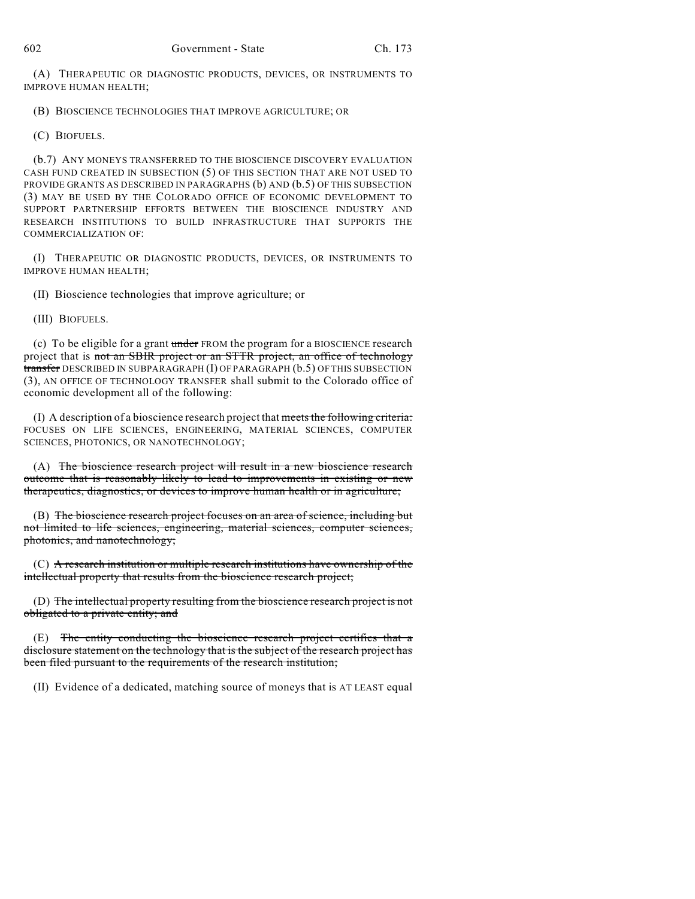(A) THERAPEUTIC OR DIAGNOSTIC PRODUCTS, DEVICES, OR INSTRUMENTS TO IMPROVE HUMAN HEALTH;

(B) BIOSCIENCE TECHNOLOGIES THAT IMPROVE AGRICULTURE; OR

(C) BIOFUELS.

(b.7) ANY MONEYS TRANSFERRED TO THE BIOSCIENCE DISCOVERY EVALUATION CASH FUND CREATED IN SUBSECTION (5) OF THIS SECTION THAT ARE NOT USED TO PROVIDE GRANTS AS DESCRIBED IN PARAGRAPHS (b) AND (b.5) OF THIS SUBSECTION (3) MAY BE USED BY THE COLORADO OFFICE OF ECONOMIC DEVELOPMENT TO SUPPORT PARTNERSHIP EFFORTS BETWEEN THE BIOSCIENCE INDUSTRY AND RESEARCH INSTITUTIONS TO BUILD INFRASTRUCTURE THAT SUPPORTS THE COMMERCIALIZATION OF:

(I) THERAPEUTIC OR DIAGNOSTIC PRODUCTS, DEVICES, OR INSTRUMENTS TO IMPROVE HUMAN HEALTH;

(II) Bioscience technologies that improve agriculture; or

(III) BIOFUELS.

(c) To be eligible for a grant ~~under~~ FROM the program for a BIOSCIENCE research project that is ~~not an SBIR project or an STTR project, an office of technology transfer~~ DESCRIBED IN SUBPARAGRAPH (I) OF PARAGRAPH (b.5) OF THIS SUBSECTION (3), AN OFFICE OF TECHNOLOGY TRANSFER shall submit to the Colorado office of economic development all of the following:

(I) A description of a bioscience research project that ~~meets the following criteria:~~ FOCUSES ON LIFE SCIENCES, ENGINEERING, MATERIAL SCIENCES, COMPUTER SCIENCES, PHOTONICS, OR NANOTECHNOLOGY;

(A) ~~The bioscience research project will result in a new bioscience research outcome that is reasonably likely to lead to improvements in existing or new therapeutics, diagnostics, or devices to improve human health or in agriculture;~~

(B) ~~The bioscience research project focuses on an area of science, including but not limited to life sciences, engineering, material sciences, computer sciences, photonics, and nanotechnology;~~

(C) ~~A research institution or multiple research institutions have ownership of the intellectual property that results from the bioscience research project;~~

(D) ~~The intellectual property resulting from the bioscience research project is not obligated to a private entity; and~~

(E) ~~The entity conducting the bioscience research project certifies that a disclosure statement on the technology that is the subject of the research project has been filed pursuant to the requirements of the research institution;~~

(II) Evidence of a dedicated, matching source of moneys that is AT LEAST equal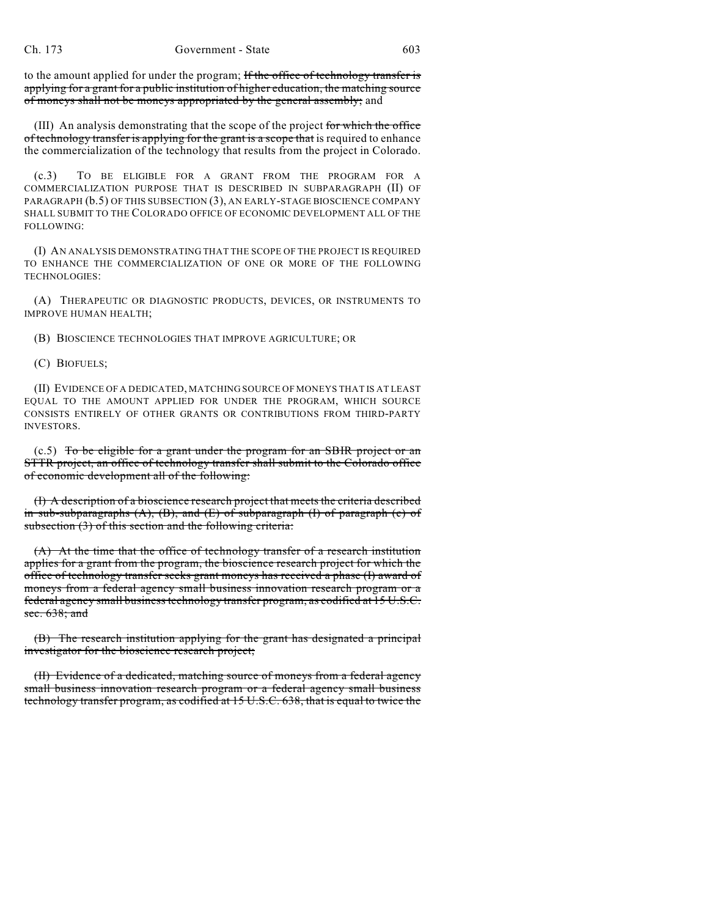to the amount applied for under the program; ~~If the office of technology transfer is applying for a grant for a public institution of higher education, the matching source of moneys shall not be moneys appropriated by the general assembly;~~ and

(III) An analysis demonstrating that the scope of the project ~~for which the office of technology transfer is applying for the grant is a scope that~~ is required to enhance the commercialization of the technology that results from the project in Colorado.

(c.3) TO BE ELIGIBLE FOR A GRANT FROM THE PROGRAM FOR A COMMERCIALIZATION PURPOSE THAT IS DESCRIBED IN SUBPARAGRAPH (II) OF PARAGRAPH (b.5) OF THIS SUBSECTION (3), AN EARLY-STAGE BIOSCIENCE COMPANY SHALL SUBMIT TO THE COLORADO OFFICE OF ECONOMIC DEVELOPMENT ALL OF THE FOLLOWING:

(I) AN ANALYSIS DEMONSTRATING THAT THE SCOPE OF THE PROJECT IS REQUIRED TO ENHANCE THE COMMERCIALIZATION OF ONE OR MORE OF THE FOLLOWING TECHNOLOGIES:

(A) THERAPEUTIC OR DIAGNOSTIC PRODUCTS, DEVICES, OR INSTRUMENTS TO IMPROVE HUMAN HEALTH;

(B) BIOSCIENCE TECHNOLOGIES THAT IMPROVE AGRICULTURE; OR

(C) BIOFUELS;

(II) EVIDENCE OF A DEDICATED, MATCHING SOURCE OF MONEYS THAT IS AT LEAST EQUAL TO THE AMOUNT APPLIED FOR UNDER THE PROGRAM, WHICH SOURCE CONSISTS ENTIRELY OF OTHER GRANTS OR CONTRIBUTIONS FROM THIRD-PARTY INVESTORS.

(c.5) ~~To be eligible for a grant under the program for an SBIR project or an STTR project, an office of technology transfer shall submit to the Colorado office of economic development all of the following:~~

~~(I) A description of a bioscience research project that meets the criteria described in sub-subparagraphs (A), (B), and (E) of subparagraph (I) of paragraph (c) of subsection (3) of this section and the following criteria:~~

~~(A) At the time that the office of technology transfer of a research institution applies for a grant from the program, the bioscience research project for which the office of technology transfer seeks grant moneys has received a phase (I) award of moneys from a federal agency small business innovation research program or a federal agency small business technology transfer program, as codified at 15 U.S.C. sec. 638; and~~

~~(B) The research institution applying for the grant has designated a principal investigator for the bioscience research project;~~

~~(II) Evidence of a dedicated, matching source of moneys from a federal agency small business innovation research program or a federal agency small business technology transfer program, as codified at 15 U.S.C. 638, that is equal to twice the~~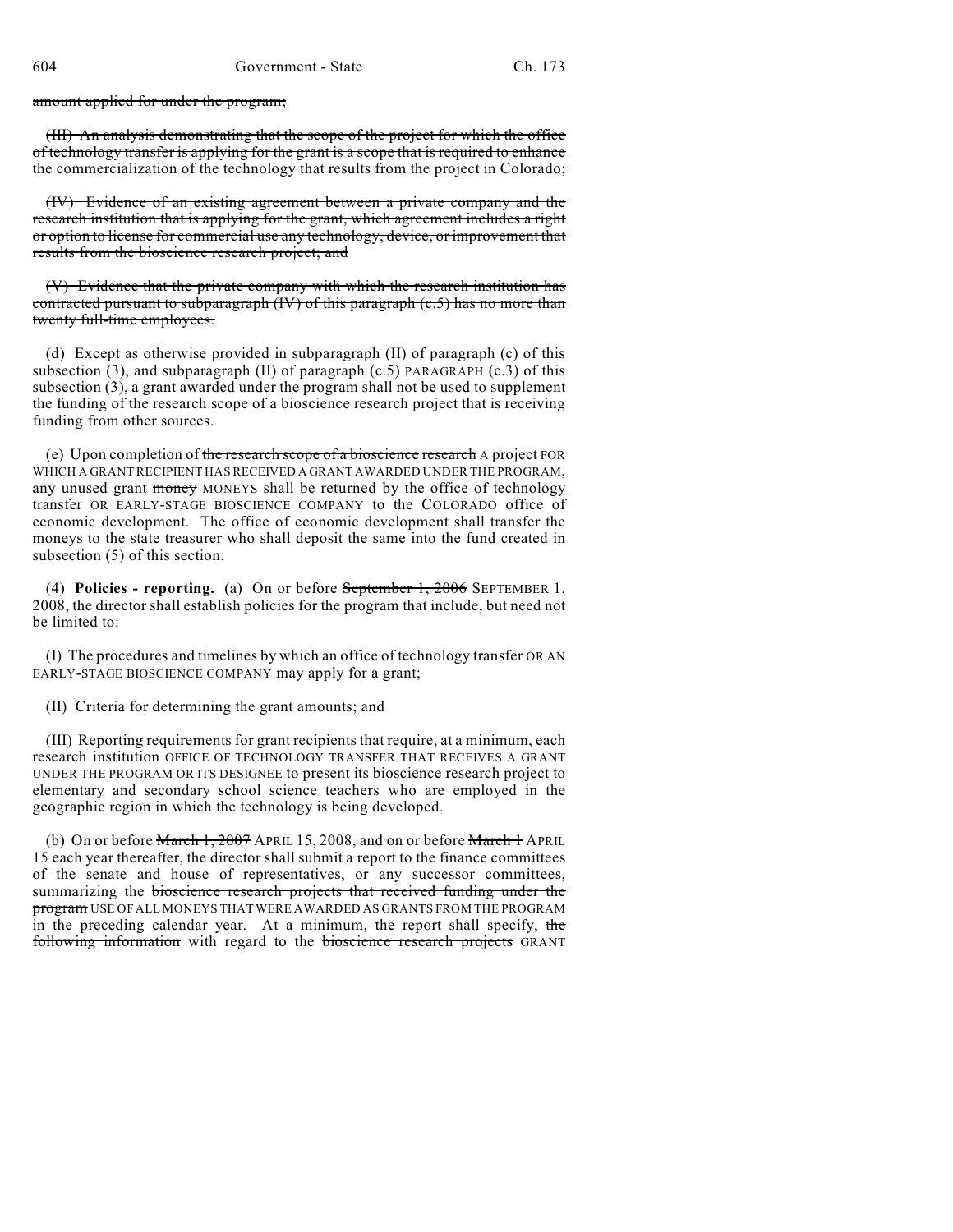~~amount applied for under the program;~~

~~(III) An analysis demonstrating that the scope of the project for which the office of technology transfer is applying for the grant is a scope that is required to enhance the commercialization of the technology that results from the project in Colorado;~~

~~(IV) Evidence of an existing agreement between a private company and the research institution that is applying for the grant, which agreement includes a right or option to license for commercial use any technology, device, or improvement that results from the bioscience research project; and~~

~~(V) Evidence that the private company with which the research institution has contracted pursuant to subparagraph (IV) of this paragraph (c.5) has no more than twenty full-time employees.~~

(d) Except as otherwise provided in subparagraph (II) of paragraph (c) of this subsection (3), and subparagraph (II) of ~~paragraph (c.5)~~ PARAGRAPH (c.3) of this subsection (3), a grant awarded under the program shall not be used to supplement the funding of the research scope of a bioscience research project that is receiving funding from other sources.

(e) Upon completion of ~~the research scope of a bioscience research~~ A project FOR WHICH A GRANT RECIPIENT HAS RECEIVED A GRANT AWARDED UNDER THE PROGRAM, any unused grant ~~money~~ MONEYS shall be returned by the office of technology transfer OR EARLY-STAGE BIOSCIENCE COMPANY to the COLORADO office of economic development. The office of economic development shall transfer the moneys to the state treasurer who shall deposit the same into the fund created in subsection (5) of this section.

(4) **Policies - reporting.** (a) On or before ~~September 1, 2006~~ SEPTEMBER 1, 2008, the director shall establish policies for the program that include, but need not be limited to:

(I) The procedures and timelines by which an office of technology transfer OR AN EARLY-STAGE BIOSCIENCE COMPANY may apply for a grant;

(II) Criteria for determining the grant amounts; and

(III) Reporting requirements for grant recipients that require, at a minimum, each ~~research institution~~ OFFICE OF TECHNOLOGY TRANSFER THAT RECEIVES A GRANT UNDER THE PROGRAM OR ITS DESIGNEE to present its bioscience research project to elementary and secondary school science teachers who are employed in the geographic region in which the technology is being developed.

(b) On or before ~~March 1, 2007~~ APRIL 15, 2008, and on or before ~~March 1~~ APRIL 15 each year thereafter, the director shall submit a report to the finance committees of the senate and house of representatives, or any successor committees, summarizing the ~~bioscience research projects that received funding under the program~~ USE OF ALL MONEYS THAT WERE AWARDED AS GRANTS FROM THE PROGRAM in the preceding calendar year. At a minimum, the report shall specify, ~~the following information~~ with regard to the ~~bioscience research projects~~ GRANT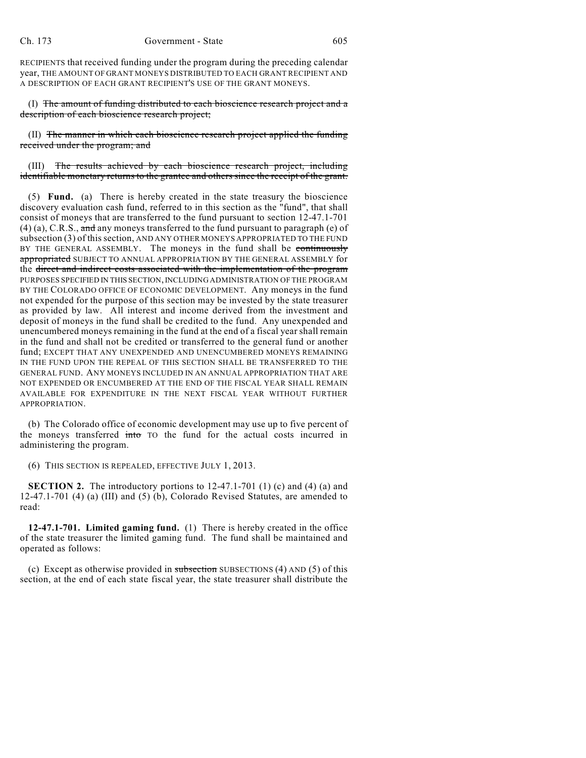RECIPIENTS that received funding under the program during the preceding calendar year, THE AMOUNT OF GRANT MONEYS DISTRIBUTED TO EACH GRANT RECIPIENT AND A DESCRIPTION OF EACH GRANT RECIPIENT'S USE OF THE GRANT MONEYS.

(I) ~~The amount of funding distributed to each bioscience research project and a description of each bioscience research project;~~

(II) ~~The manner in which each bioscience research project applied the funding received under the program; and~~

(III) ~~The results achieved by each bioscience research project, including identifiable monetary returns to the grantee and others since the receipt of the grant.~~

(5) **Fund.** (a) There is hereby created in the state treasury the bioscience discovery evaluation cash fund, referred to in this section as the "fund", that shall consist of moneys that are transferred to the fund pursuant to section 12-47.1-701 (4) (a), C.R.S., ~~and~~ any moneys transferred to the fund pursuant to paragraph (e) of subsection (3) of this section, AND ANY OTHER MONEYS APPROPRIATED TO THE FUND BY THE GENERAL ASSEMBLY. The moneys in the fund shall be ~~continuously appropriated~~ SUBJECT TO ANNUAL APPROPRIATION BY THE GENERAL ASSEMBLY for the ~~direct and indirect costs associated with the implementation of the program~~ PURPOSES SPECIFIED IN THIS SECTION, INCLUDING ADMINISTRATION OF THE PROGRAM BY THE COLORADO OFFICE OF ECONOMIC DEVELOPMENT. Any moneys in the fund not expended for the purpose of this section may be invested by the state treasurer as provided by law. All interest and income derived from the investment and deposit of moneys in the fund shall be credited to the fund. Any unexpended and unencumbered moneys remaining in the fund at the end of a fiscal year shall remain in the fund and shall not be credited or transferred to the general fund or another fund; EXCEPT THAT ANY UNEXPENDED AND UNENCUMBERED MONEYS REMAINING IN THE FUND UPON THE REPEAL OF THIS SECTION SHALL BE TRANSFERRED TO THE GENERAL FUND. ANY MONEYS INCLUDED IN AN ANNUAL APPROPRIATION THAT ARE NOT EXPENDED OR ENCUMBERED AT THE END OF THE FISCAL YEAR SHALL REMAIN AVAILABLE FOR EXPENDITURE IN THE NEXT FISCAL YEAR WITHOUT FURTHER APPROPRIATION.

(b) The Colorado office of economic development may use up to five percent of the moneys transferred ~~into~~ TO the fund for the actual costs incurred in administering the program.

(6) THIS SECTION IS REPEALED, EFFECTIVE JULY 1, 2013.

**SECTION 2.** The introductory portions to 12-47.1-701 (1) (c) and (4) (a) and 12-47.1-701 (4) (a) (III) and (5) (b), Colorado Revised Statutes, are amended to read:

**12-47.1-701. Limited gaming fund.** (1) There is hereby created in the office of the state treasurer the limited gaming fund. The fund shall be maintained and operated as follows:

(c) Except as otherwise provided in ~~subsection~~ SUBSECTIONS (4) AND (5) of this section, at the end of each state fiscal year, the state treasurer shall distribute the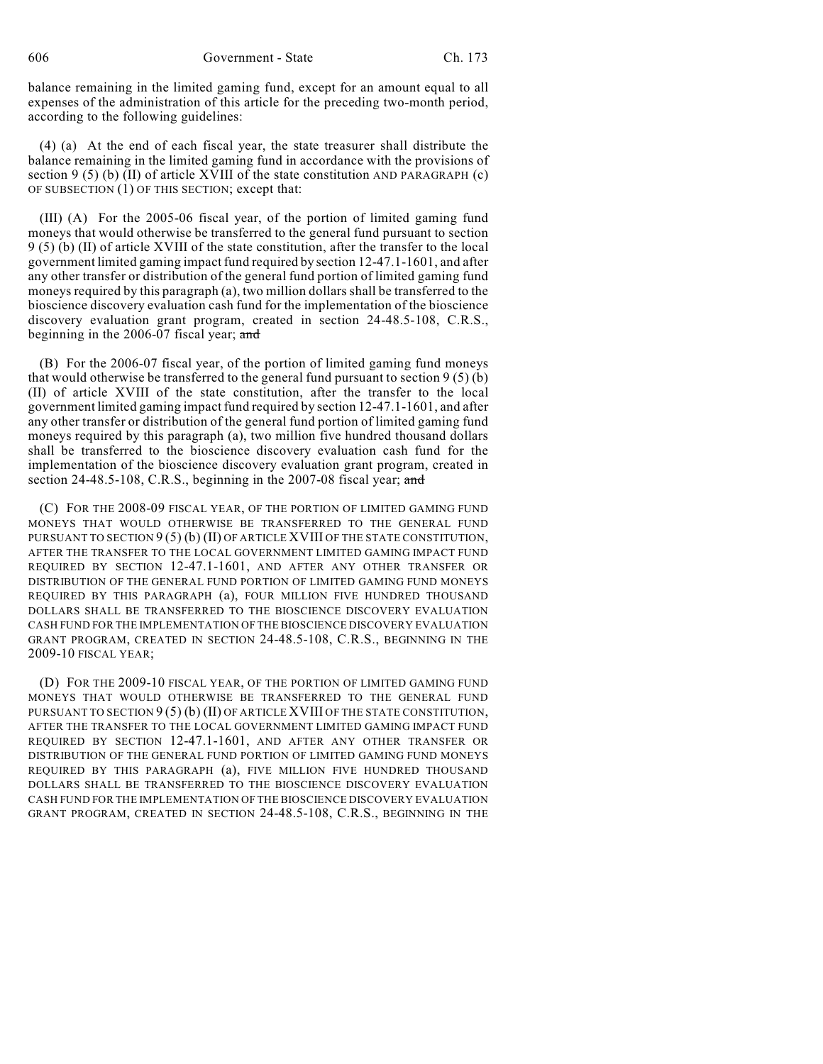balance remaining in the limited gaming fund, except for an amount equal to all expenses of the administration of this article for the preceding two-month period, according to the following guidelines:

(4) (a) At the end of each fiscal year, the state treasurer shall distribute the balance remaining in the limited gaming fund in accordance with the provisions of section 9 (5) (b) (II) of article XVIII of the state constitution AND PARAGRAPH (c) OF SUBSECTION (1) OF THIS SECTION; except that:

(III) (A) For the 2005-06 fiscal year, of the portion of limited gaming fund moneys that would otherwise be transferred to the general fund pursuant to section 9 (5) (b) (II) of article XVIII of the state constitution, after the transfer to the local government limited gaming impact fund required by section 12-47.1-1601, and after any other transfer or distribution of the general fund portion of limited gaming fund moneys required by this paragraph (a), two million dollars shall be transferred to the bioscience discovery evaluation cash fund for the implementation of the bioscience discovery evaluation grant program, created in section 24-48.5-108, C.R.S., beginning in the 2006-07 fiscal year; ~~and~~

(B) For the 2006-07 fiscal year, of the portion of limited gaming fund moneys that would otherwise be transferred to the general fund pursuant to section 9 (5) (b) (II) of article XVIII of the state constitution, after the transfer to the local government limited gaming impact fund required by section 12-47.1-1601, and after any other transfer or distribution of the general fund portion of limited gaming fund moneys required by this paragraph (a), two million five hundred thousand dollars shall be transferred to the bioscience discovery evaluation cash fund for the implementation of the bioscience discovery evaluation grant program, created in section 24-48.5-108, C.R.S., beginning in the 2007-08 fiscal year; ~~and~~

(C) FOR THE 2008-09 FISCAL YEAR, OF THE PORTION OF LIMITED GAMING FUND MONEYS THAT WOULD OTHERWISE BE TRANSFERRED TO THE GENERAL FUND PURSUANT TO SECTION 9 (5) (b) (II) OF ARTICLE XVIII OF THE STATE CONSTITUTION, AFTER THE TRANSFER TO THE LOCAL GOVERNMENT LIMITED GAMING IMPACT FUND REQUIRED BY SECTION 12-47.1-1601, AND AFTER ANY OTHER TRANSFER OR DISTRIBUTION OF THE GENERAL FUND PORTION OF LIMITED GAMING FUND MONEYS REQUIRED BY THIS PARAGRAPH (a), FOUR MILLION FIVE HUNDRED THOUSAND DOLLARS SHALL BE TRANSFERRED TO THE BIOSCIENCE DISCOVERY EVALUATION CASH FUND FOR THE IMPLEMENTATION OF THE BIOSCIENCE DISCOVERY EVALUATION GRANT PROGRAM, CREATED IN SECTION 24-48.5-108, C.R.S., BEGINNING IN THE 2009-10 FISCAL YEAR;

(D) FOR THE 2009-10 FISCAL YEAR, OF THE PORTION OF LIMITED GAMING FUND MONEYS THAT WOULD OTHERWISE BE TRANSFERRED TO THE GENERAL FUND PURSUANT TO SECTION 9 (5) (b) (II) OF ARTICLE XVIII OF THE STATE CONSTITUTION, AFTER THE TRANSFER TO THE LOCAL GOVERNMENT LIMITED GAMING IMPACT FUND REQUIRED BY SECTION 12-47.1-1601, AND AFTER ANY OTHER TRANSFER OR DISTRIBUTION OF THE GENERAL FUND PORTION OF LIMITED GAMING FUND MONEYS REQUIRED BY THIS PARAGRAPH (a), FIVE MILLION FIVE HUNDRED THOUSAND DOLLARS SHALL BE TRANSFERRED TO THE BIOSCIENCE DISCOVERY EVALUATION CASH FUND FOR THE IMPLEMENTATION OF THE BIOSCIENCE DISCOVERY EVALUATION GRANT PROGRAM, CREATED IN SECTION 24-48.5-108, C.R.S., BEGINNING IN THE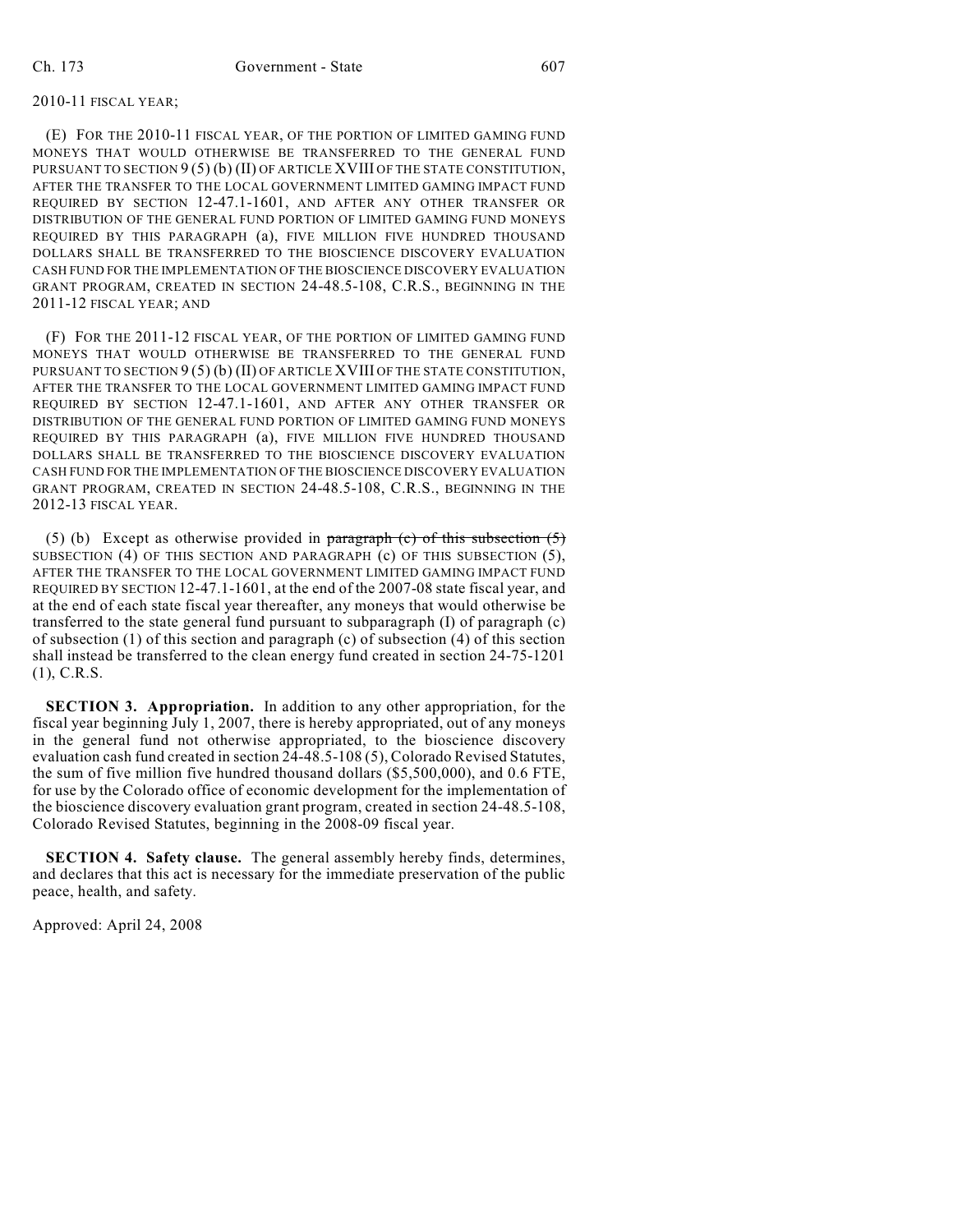2010-11 FISCAL YEAR;

(E) FOR THE 2010-11 FISCAL YEAR, OF THE PORTION OF LIMITED GAMING FUND MONEYS THAT WOULD OTHERWISE BE TRANSFERRED TO THE GENERAL FUND PURSUANT TO SECTION 9 (5) (b) (II) OF ARTICLE XVIII OF THE STATE CONSTITUTION, AFTER THE TRANSFER TO THE LOCAL GOVERNMENT LIMITED GAMING IMPACT FUND REQUIRED BY SECTION 12-47.1-1601, AND AFTER ANY OTHER TRANSFER OR DISTRIBUTION OF THE GENERAL FUND PORTION OF LIMITED GAMING FUND MONEYS REQUIRED BY THIS PARAGRAPH (a), FIVE MILLION FIVE HUNDRED THOUSAND DOLLARS SHALL BE TRANSFERRED TO THE BIOSCIENCE DISCOVERY EVALUATION CASH FUND FOR THE IMPLEMENTATION OF THE BIOSCIENCE DISCOVERY EVALUATION GRANT PROGRAM, CREATED IN SECTION 24-48.5-108, C.R.S., BEGINNING IN THE 2011-12 FISCAL YEAR; AND

(F) FOR THE 2011-12 FISCAL YEAR, OF THE PORTION OF LIMITED GAMING FUND MONEYS THAT WOULD OTHERWISE BE TRANSFERRED TO THE GENERAL FUND PURSUANT TO SECTION 9 (5) (b) (II) OF ARTICLE XVIII OF THE STATE CONSTITUTION, AFTER THE TRANSFER TO THE LOCAL GOVERNMENT LIMITED GAMING IMPACT FUND REQUIRED BY SECTION 12-47.1-1601, AND AFTER ANY OTHER TRANSFER OR DISTRIBUTION OF THE GENERAL FUND PORTION OF LIMITED GAMING FUND MONEYS REQUIRED BY THIS PARAGRAPH (a), FIVE MILLION FIVE HUNDRED THOUSAND DOLLARS SHALL BE TRANSFERRED TO THE BIOSCIENCE DISCOVERY EVALUATION CASH FUND FOR THE IMPLEMENTATION OF THE BIOSCIENCE DISCOVERY EVALUATION GRANT PROGRAM, CREATED IN SECTION 24-48.5-108, C.R.S., BEGINNING IN THE 2012-13 FISCAL YEAR.

(5) (b) Except as otherwise provided in ~~paragraph (c) of this subsection (5)~~ SUBSECTION (4) OF THIS SECTION AND PARAGRAPH (c) OF THIS SUBSECTION (5), AFTER THE TRANSFER TO THE LOCAL GOVERNMENT LIMITED GAMING IMPACT FUND REQUIRED BY SECTION 12-47.1-1601, at the end of the 2007-08 state fiscal year, and at the end of each state fiscal year thereafter, any moneys that would otherwise be transferred to the state general fund pursuant to subparagraph (I) of paragraph (c) of subsection (1) of this section and paragraph (c) of subsection (4) of this section shall instead be transferred to the clean energy fund created in section 24-75-1201 (1), C.R.S.

**SECTION 3. Appropriation.** In addition to any other appropriation, for the fiscal year beginning July 1, 2007, there is hereby appropriated, out of any moneys in the general fund not otherwise appropriated, to the bioscience discovery evaluation cash fund created in section 24-48.5-108 (5), Colorado Revised Statutes, the sum of five million five hundred thousand dollars ($5,500,000), and 0.6 FTE, for use by the Colorado office of economic development for the implementation of the bioscience discovery evaluation grant program, created in section 24-48.5-108, Colorado Revised Statutes, beginning in the 2008-09 fiscal year.

**SECTION 4. Safety clause.** The general assembly hereby finds, determines, and declares that this act is necessary for the immediate preservation of the public peace, health, and safety.

Approved: April 24, 2008